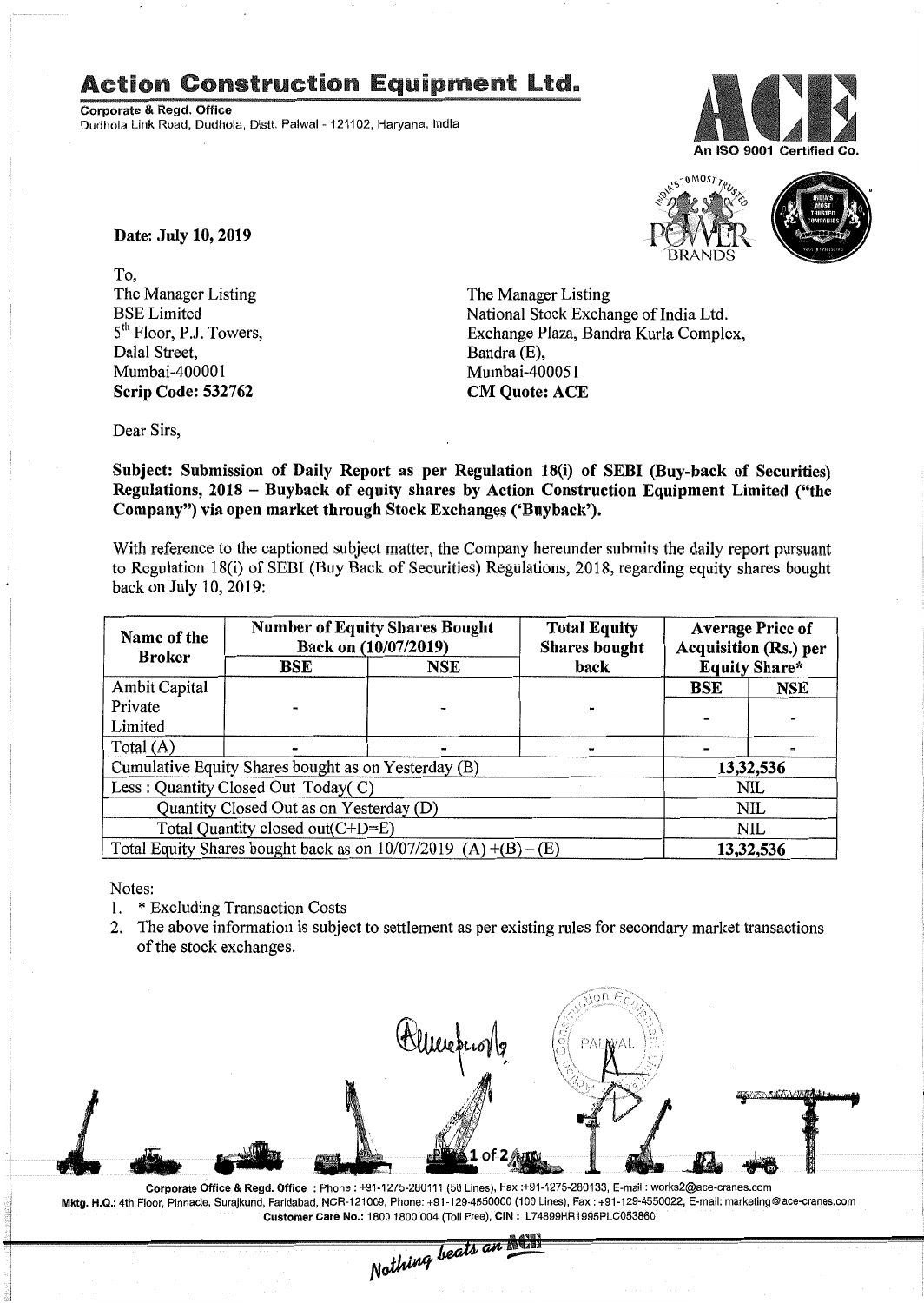# Action Construction Equipment Ltd.

**Corporate & Regd. Office**
Dudhola Link Road, Dudhola, Distt. Palwal - 121102, Haryana, India

An ISO 9001 Certified Co.

**Date: July 10, 2019**

To,
The Manager Listing
BSE Limited
5th Floor, P.J. Towers,
Dalal Street,
Mumbai-400001
**Scrip Code: 532762**

The Manager Listing
National Stock Exchange of India Ltd.
Exchange Plaza, Bandra Kurla Complex,
Bandra (E),
Mumbai-400051
**CM Quote: ACE**

Dear Sirs,

**Subject: Submission of Daily Report as per Regulation 18(i) of SEBI (Buy-back of Securities) Regulations, 2018 – Buyback of equity shares by Action Construction Equipment Limited ("the Company") via open market through Stock Exchanges ('Buyback').**

With reference to the captioned subject matter, the Company hereunder submits the daily report pursuant to Regulation 18(i) of SEBI (Buy Back of Securities) Regulations, 2018, regarding equity shares bought back on July 10, 2019:

| Name of the Broker | Number of Equity Shares Bought Back on (10/07/2019) | | Total Equity Shares bought back | Average Price of Acquisition (Rs.) per Equity Share* | |
|---|---|---|---|---|---|
| | BSE | NSE | | BSE | NSE |
| Ambit Capital Private Limited | - | - | - | - | - |
| Total (A) | - | - | - | - | - |
| Cumulative Equity Shares bought as on Yesterday (B) | | | | 13,32,536 | |
| Less : Quantity Closed Out Today( C) | | | | NIL | |
| Quantity Closed Out as on Yesterday (D) | | | | NIL | |
| Total Quantity closed out(C+D=E) | | | | NIL | |
| Total Equity Shares bought back as on 10/07/2019 (A) +(B) – (E) | | | | 13,32,536 | |

Notes:

1. * Excluding Transaction Costs
2. The above information is subject to settlement as per existing rules for secondary market transactions of the stock exchanges.

**Corporate Office & Regd. Office** : Phone : +91-1275-280111 (50 Lines), Fax :+91-1275-280133, E-mail : works2@ace-cranes.com
**Mktg. H.Q.**: 4th Floor, Pinnacle, Surajkund, Faridabad, NCR-121009, Phone: +91-129-4550000 (100 Lines), Fax : +91-129-4550022, E-mail: marketing@ace-cranes.com
**Customer Care No.**: 1800 1800 004 (Toll Free), **CIN** : L74899HR1995PLC053860

*Nothing beats an ACE*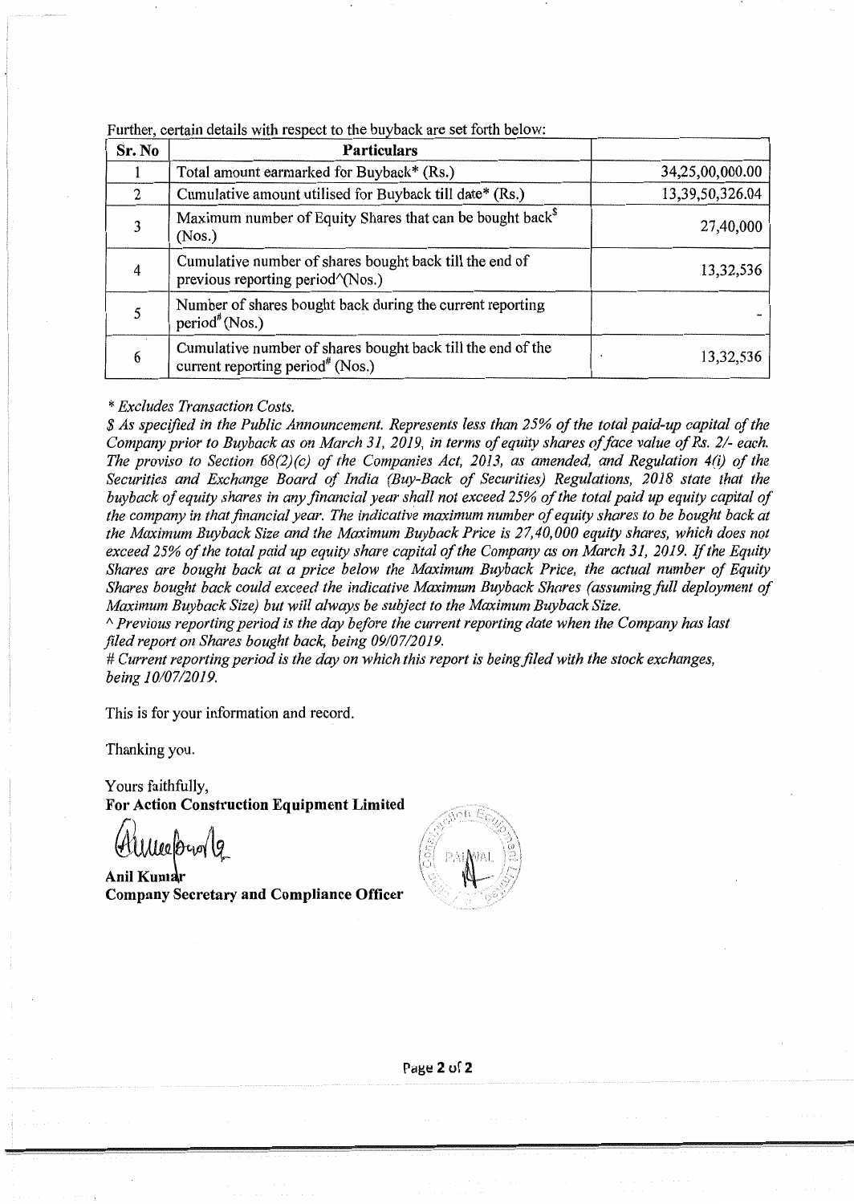Further, certain details with respect to the buyback are set forth below:

| Sr. No | Particulars | |
|---|---|---|
| 1 | Total amount earmarked for Buyback* (Rs.) | 34,25,00,000.00 |
| 2 | Cumulative amount utilised for Buyback till date* (Rs.) | 13,39,50,326.04 |
| 3 | Maximum number of Equity Shares that can be bought back$ (Nos.) | 27,40,000 |
| 4 | Cumulative number of shares bought back till the end of previous reporting period^(Nos.) | 13,32,536 |
| 5 | Number of shares bought back during the current reporting period# (Nos.) | - |
| 6 | Cumulative number of shares bought back till the end of the current reporting period# (Nos.) | 13,32,536 |

*\* Excludes Transaction Costs.*

*$ As specified in the Public Announcement. Represents less than 25% of the total paid-up capital of the Company prior to Buyback as on March 31, 2019, in terms of equity shares of face value of Rs. 2/- each. The proviso to Section 68(2)(c) of the Companies Act, 2013, as amended, and Regulation 4(i) of the Securities and Exchange Board of India (Buy-Back of Securities) Regulations, 2018 state that the buyback of equity shares in any financial year shall not exceed 25% of the total paid up equity capital of the company in that financial year. The indicative maximum number of equity shares to be bought back at the Maximum Buyback Size and the Maximum Buyback Price is 27,40,000 equity shares, which does not exceed 25% of the total paid up equity share capital of the Company as on March 31, 2019. If the Equity Shares are bought back at a price below the Maximum Buyback Price, the actual number of Equity Shares bought back could exceed the indicative Maximum Buyback Shares (assuming full deployment of Maximum Buyback Size) but will always be subject to the Maximum Buyback Size.*

*^ Previous reporting period is the day before the current reporting date when the Company has last filed report on Shares bought back, being 09/07/2019.*

*# Current reporting period is the day on which this report is being filed with the stock exchanges, being 10/07/2019.*

This is for your information and record.

Thanking you.

Yours faithfully,
**For Action Construction Equipment Limited**

**Anil Kumar**
**Company Secretary and Compliance Officer**